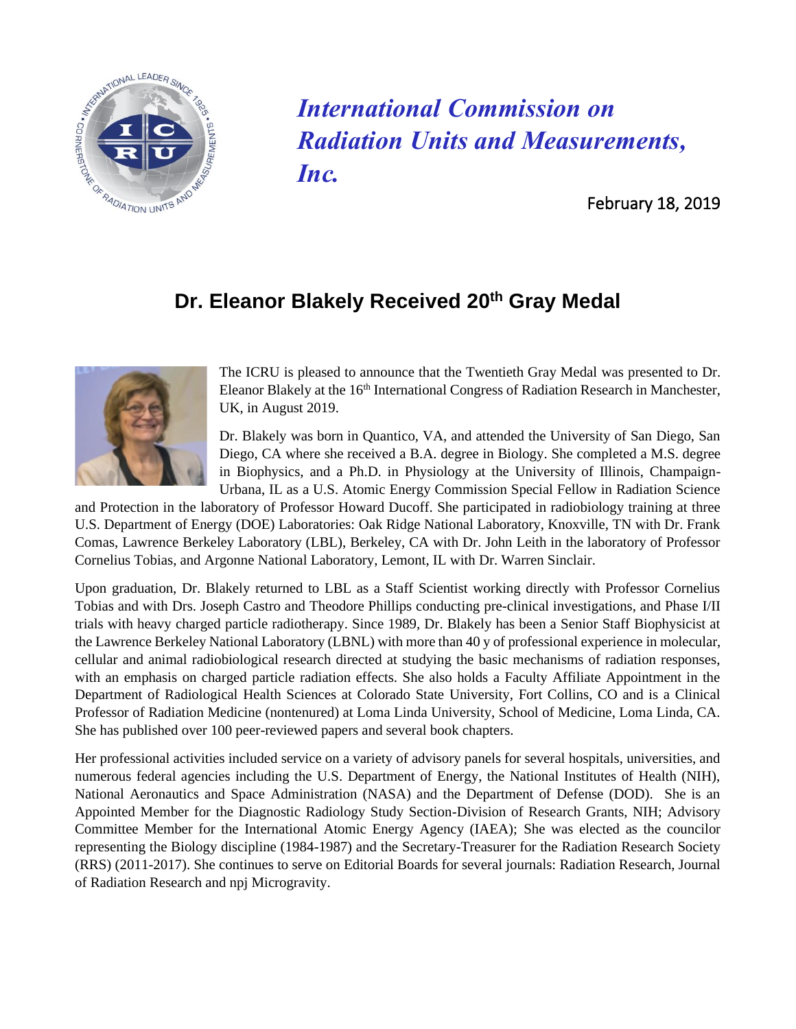*International Commission on Radiation Units and Measurements, Inc.*

February 18, 2019

## Dr. Eleanor Blakely Received 20th Gray Medal

The ICRU is pleased to announce that the Twentieth Gray Medal was presented to Dr. Eleanor Blakely at the 16th International Congress of Radiation Research in Manchester, UK, in August 2019.

Dr. Blakely was born in Quantico, VA, and attended the University of San Diego, San Diego, CA where she received a B.A. degree in Biology. She completed a M.S. degree in Biophysics, and a Ph.D. in Physiology at the University of Illinois, Champaign-Urbana, IL as a U.S. Atomic Energy Commission Special Fellow in Radiation Science and Protection in the laboratory of Professor Howard Ducoff. She participated in radiobiology training at three U.S. Department of Energy (DOE) Laboratories: Oak Ridge National Laboratory, Knoxville, TN with Dr. Frank Comas, Lawrence Berkeley Laboratory (LBL), Berkeley, CA with Dr. John Leith in the laboratory of Professor Cornelius Tobias, and Argonne National Laboratory, Lemont, IL with Dr. Warren Sinclair.

Upon graduation, Dr. Blakely returned to LBL as a Staff Scientist working directly with Professor Cornelius Tobias and with Drs. Joseph Castro and Theodore Phillips conducting pre-clinical investigations, and Phase I/II trials with heavy charged particle radiotherapy. Since 1989, Dr. Blakely has been a Senior Staff Biophysicist at the Lawrence Berkeley National Laboratory (LBNL) with more than 40 y of professional experience in molecular, cellular and animal radiobiological research directed at studying the basic mechanisms of radiation responses, with an emphasis on charged particle radiation effects. She also holds a Faculty Affiliate Appointment in the Department of Radiological Health Sciences at Colorado State University, Fort Collins, CO and is a Clinical Professor of Radiation Medicine (nontenured) at Loma Linda University, School of Medicine, Loma Linda, CA. She has published over 100 peer-reviewed papers and several book chapters.

Her professional activities included service on a variety of advisory panels for several hospitals, universities, and numerous federal agencies including the U.S. Department of Energy, the National Institutes of Health (NIH), National Aeronautics and Space Administration (NASA) and the Department of Defense (DOD). She is an Appointed Member for the Diagnostic Radiology Study Section-Division of Research Grants, NIH; Advisory Committee Member for the International Atomic Energy Agency (IAEA); She was elected as the councilor representing the Biology discipline (1984-1987) and the Secretary-Treasurer for the Radiation Research Society (RRS) (2011-2017). She continues to serve on Editorial Boards for several journals: Radiation Research, Journal of Radiation Research and npj Microgravity.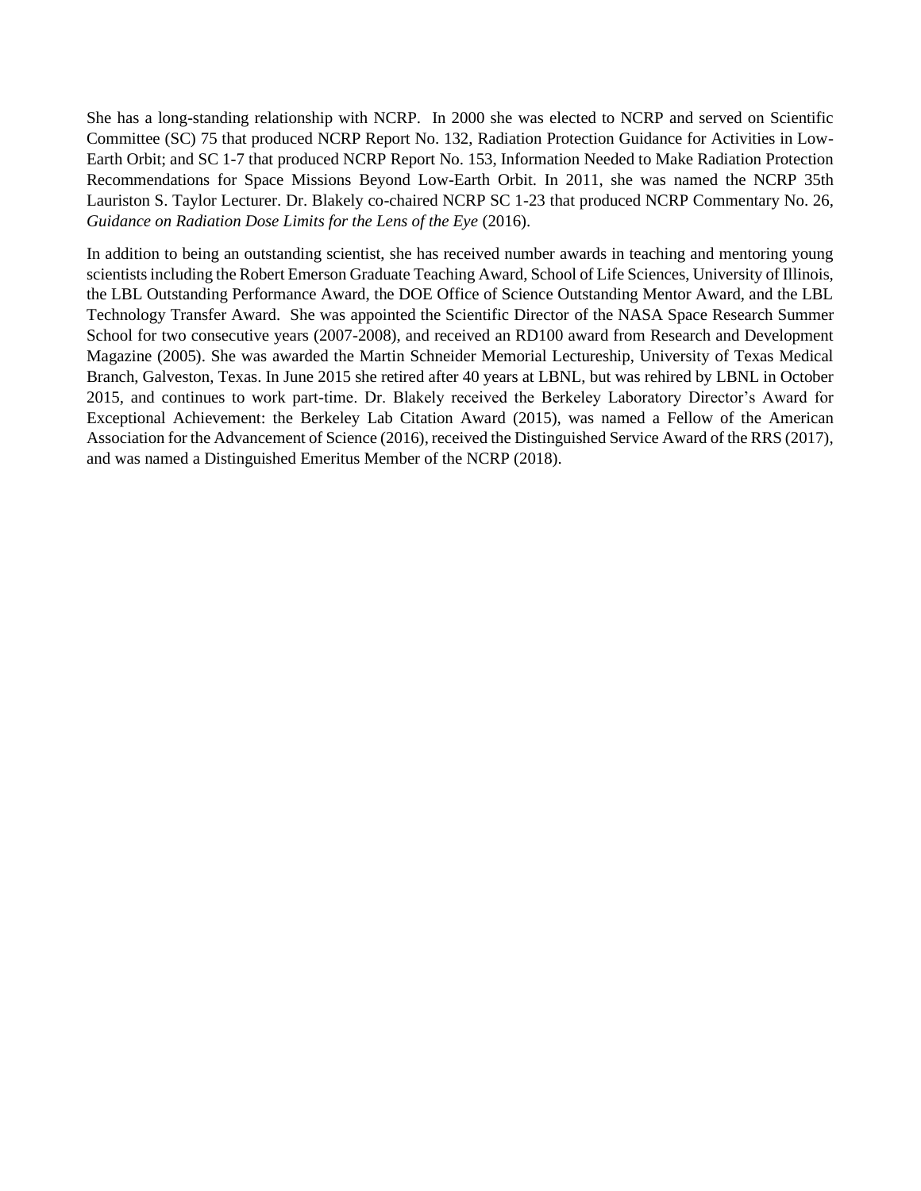She has a long-standing relationship with NCRP. In 2000 she was elected to NCRP and served on Scientific Committee (SC) 75 that produced NCRP Report No. 132, Radiation Protection Guidance for Activities in Low-Earth Orbit; and SC 1-7 that produced NCRP Report No. 153, Information Needed to Make Radiation Protection Recommendations for Space Missions Beyond Low-Earth Orbit. In 2011, she was named the NCRP 35th Lauriston S. Taylor Lecturer. Dr. Blakely co-chaired NCRP SC 1-23 that produced NCRP Commentary No. 26, *Guidance on Radiation Dose Limits for the Lens of the Eye* (2016).

In addition to being an outstanding scientist, she has received number awards in teaching and mentoring young scientists including the Robert Emerson Graduate Teaching Award, School of Life Sciences, University of Illinois, the LBL Outstanding Performance Award, the DOE Office of Science Outstanding Mentor Award, and the LBL Technology Transfer Award. She was appointed the Scientific Director of the NASA Space Research Summer School for two consecutive years (2007-2008), and received an RD100 award from Research and Development Magazine (2005). She was awarded the Martin Schneider Memorial Lectureship, University of Texas Medical Branch, Galveston, Texas. In June 2015 she retired after 40 years at LBNL, but was rehired by LBNL in October 2015, and continues to work part-time. Dr. Blakely received the Berkeley Laboratory Director's Award for Exceptional Achievement: the Berkeley Lab Citation Award (2015), was named a Fellow of the American Association for the Advancement of Science (2016), received the Distinguished Service Award of the RRS (2017), and was named a Distinguished Emeritus Member of the NCRP (2018).